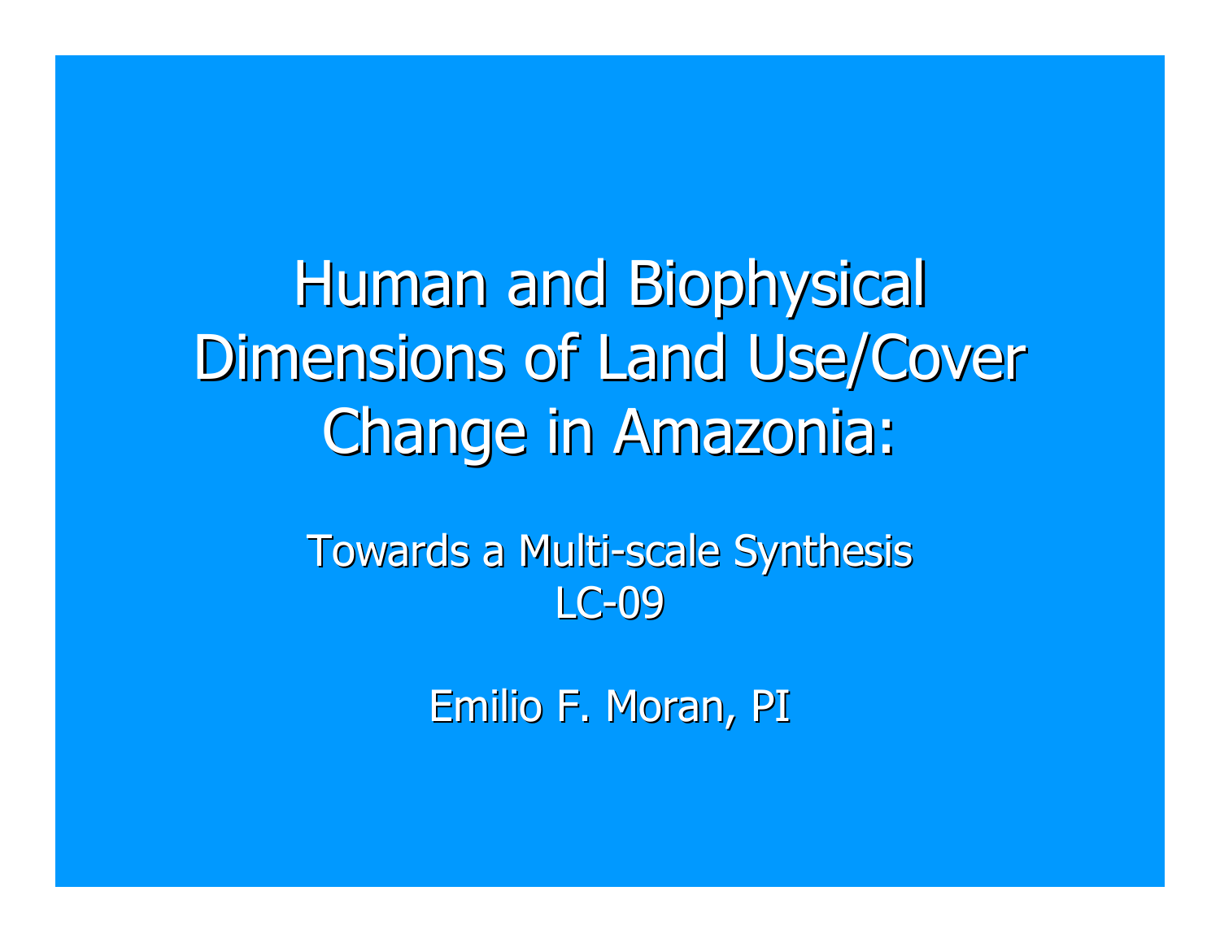# Human and Biophysical Dimensions of Land Use/Cover Change in Amazonia:

Towards a Multi-scale Synthesis

LC-09

Emilio F. Moran, PI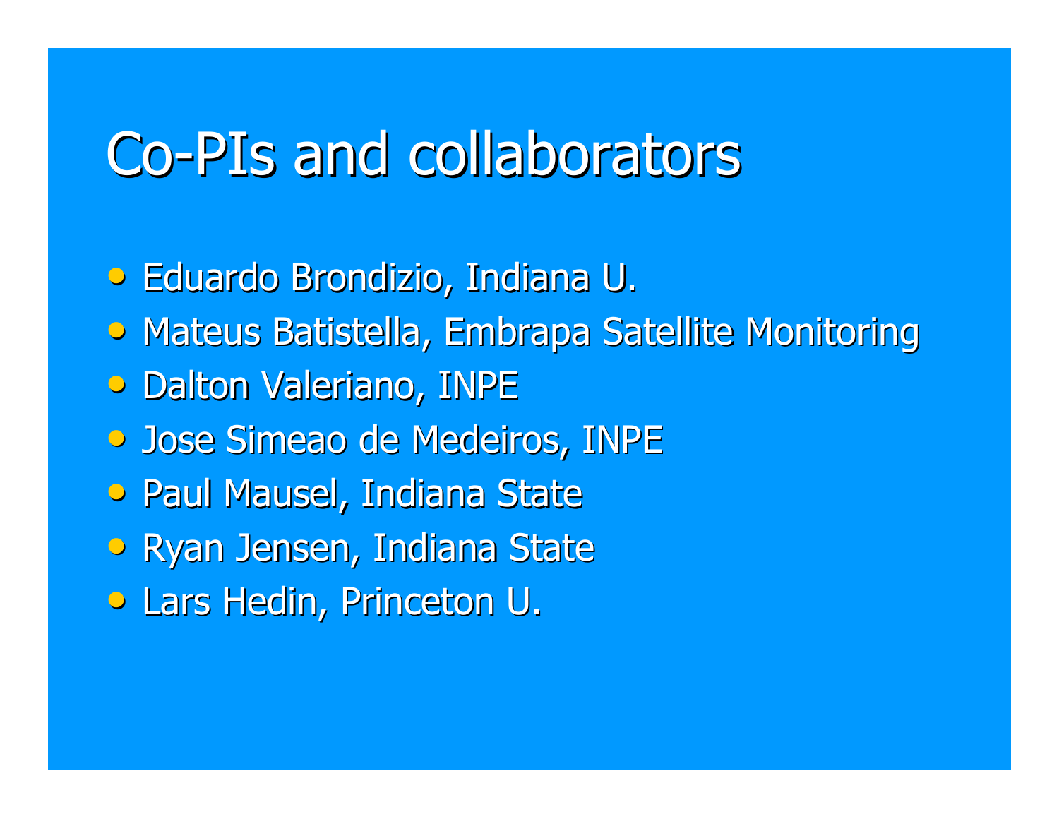# Co-PIs and collaborators

- Eduardo Brondizio, Indiana U.
- Mateus Batistella, Embrapa Satellite Monitoring
- Dalton Valeriano, INPE
- Jose Simeao de Medeiros, INPE
- Paul Mausel, Indiana State
- Ryan Jensen, Indiana State
- Lars Hedin, Princeton U.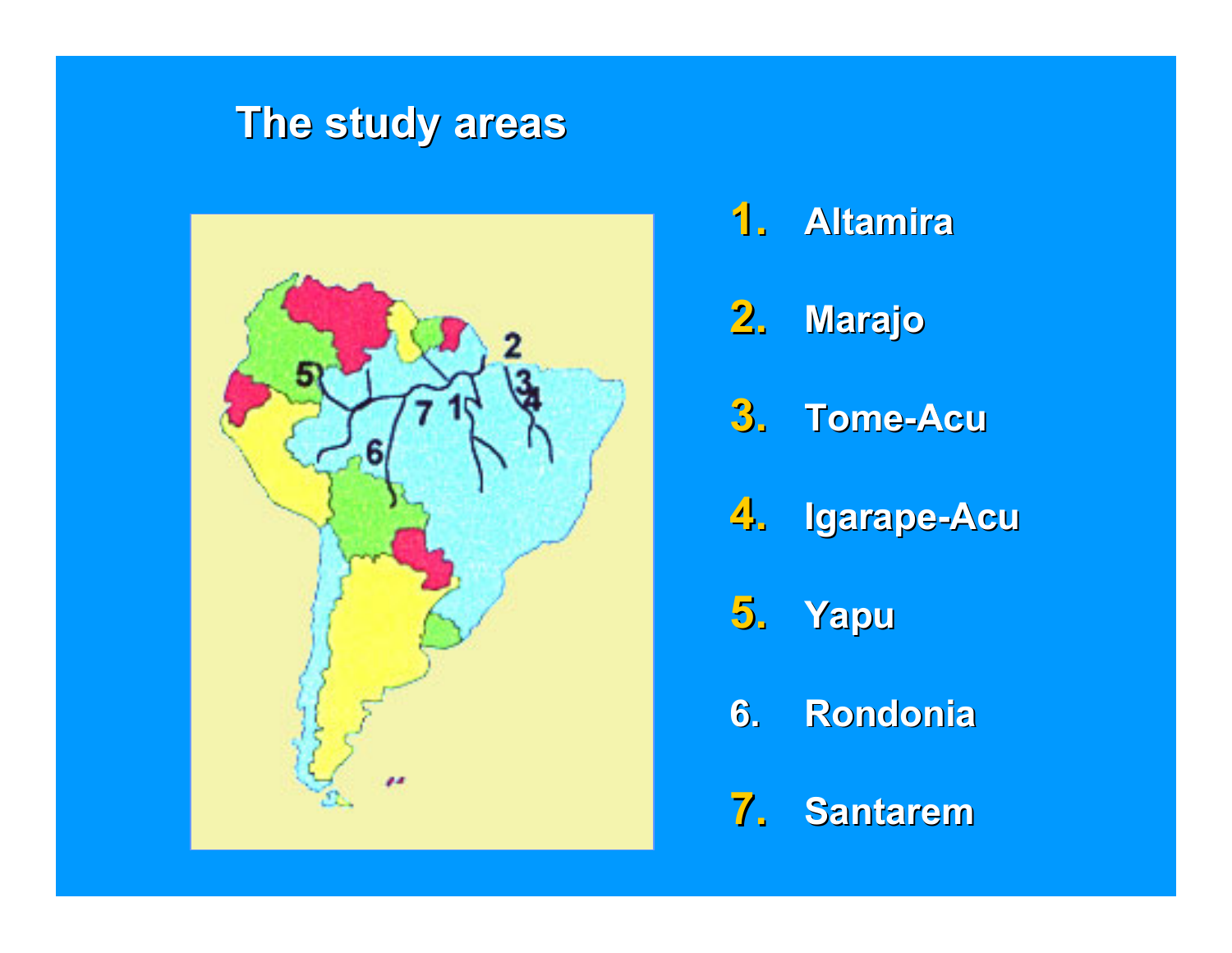## The study areas

1. Altamira
2. Marajo
3. Tome-Acu
4. Igarape-Acu
5. Yapu
6. Rondonia
7. Santarem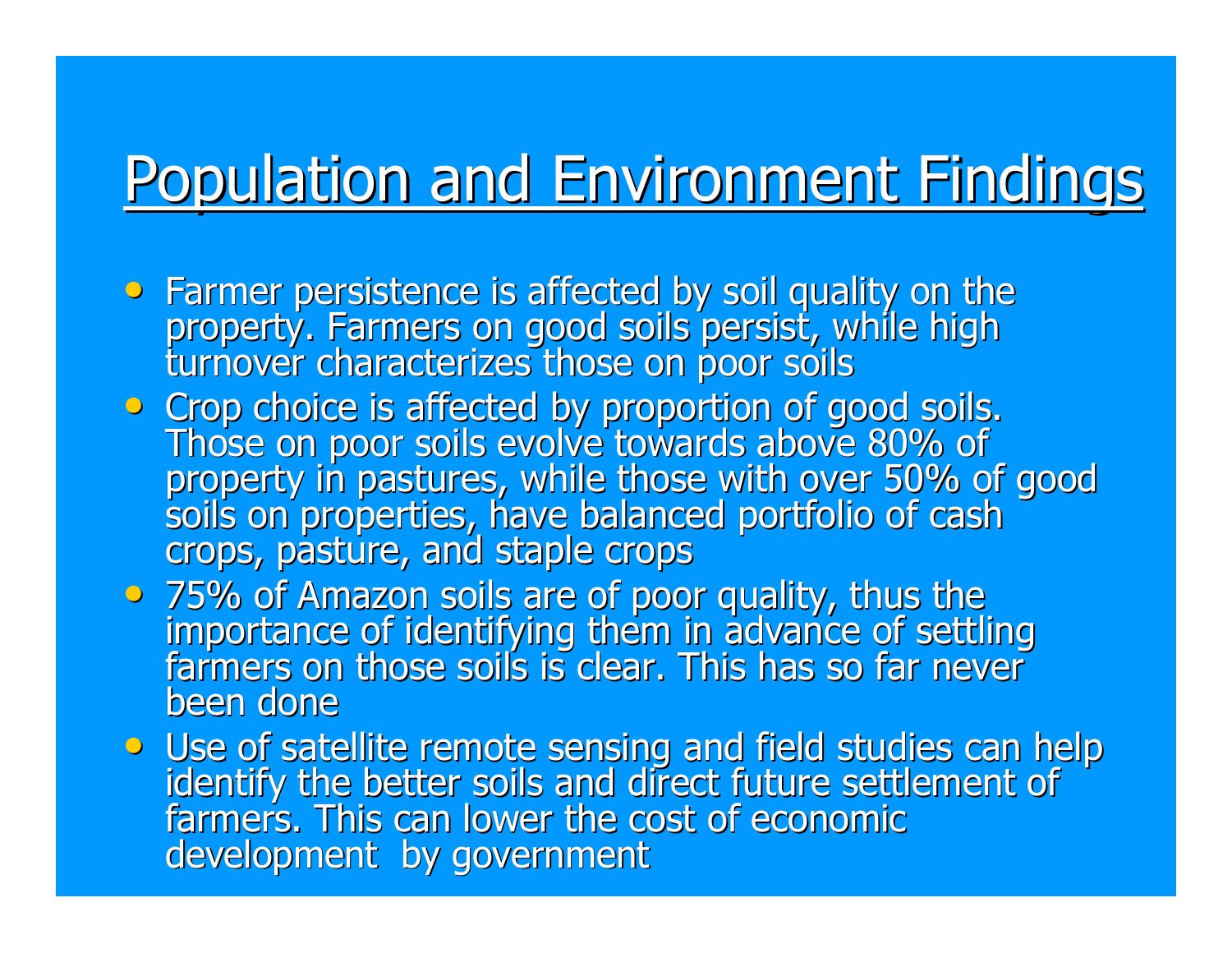# Population and Environment Findings

- Farmer persistence is affected by soil quality on the property. Farmers on good soils persist, while high turnover characterizes those on poor soils
- Crop choice is affected by proportion of good soils. Those on poor soils evolve towards above 80% of property in pastures, while those with over 50% of good soils on properties, have balanced portfolio of cash crops, pasture, and staple crops
- 75% of Amazon soils are of poor quality, thus the importance of identifying them in advance of settling farmers on those soils is clear. This has so far never been done
- Use of satellite remote sensing and field studies can help identify the better soils and direct future settlement of farmers. This can lower the cost of economic development by government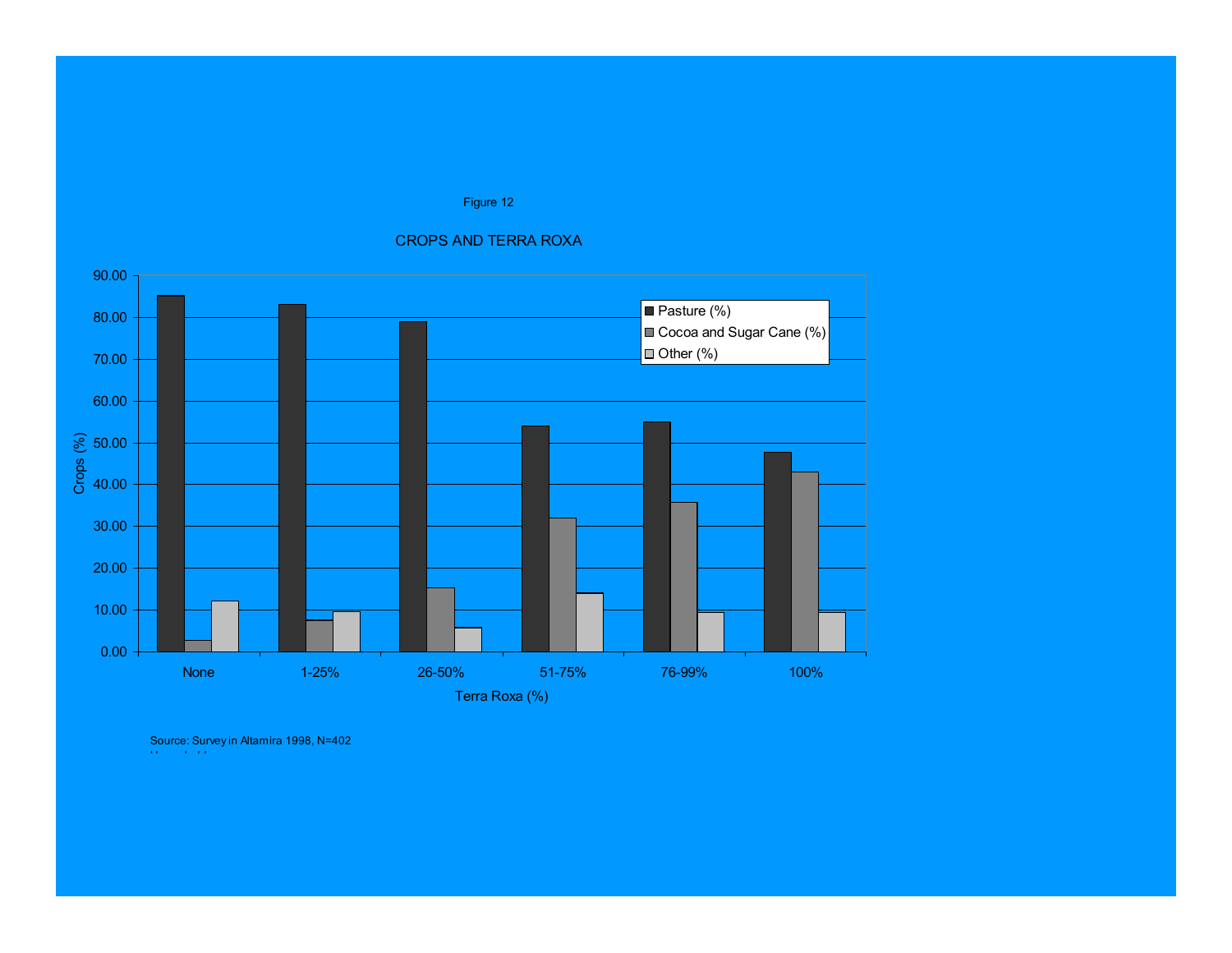Figure 12

CROPS AND TERRA ROXA

| Terra Roxa (%) | Pasture (%) | Cocoa and Sugar Cane (%) | Other (%) |
|---|---|---|---|
| None | 85 | 3 | 12 |
| 1-25% | 83 | 7.5 | 9.5 |
| 26-50% | 79 | 15 | 5.5 |
| 51-75% | 54 | 32 | 14 |
| 76-99% | 55 | 35.5 | 9.5 |
| 100% | 47.5 | 43 | 9.5 |

Source: Survey in Altamira 1998, N=402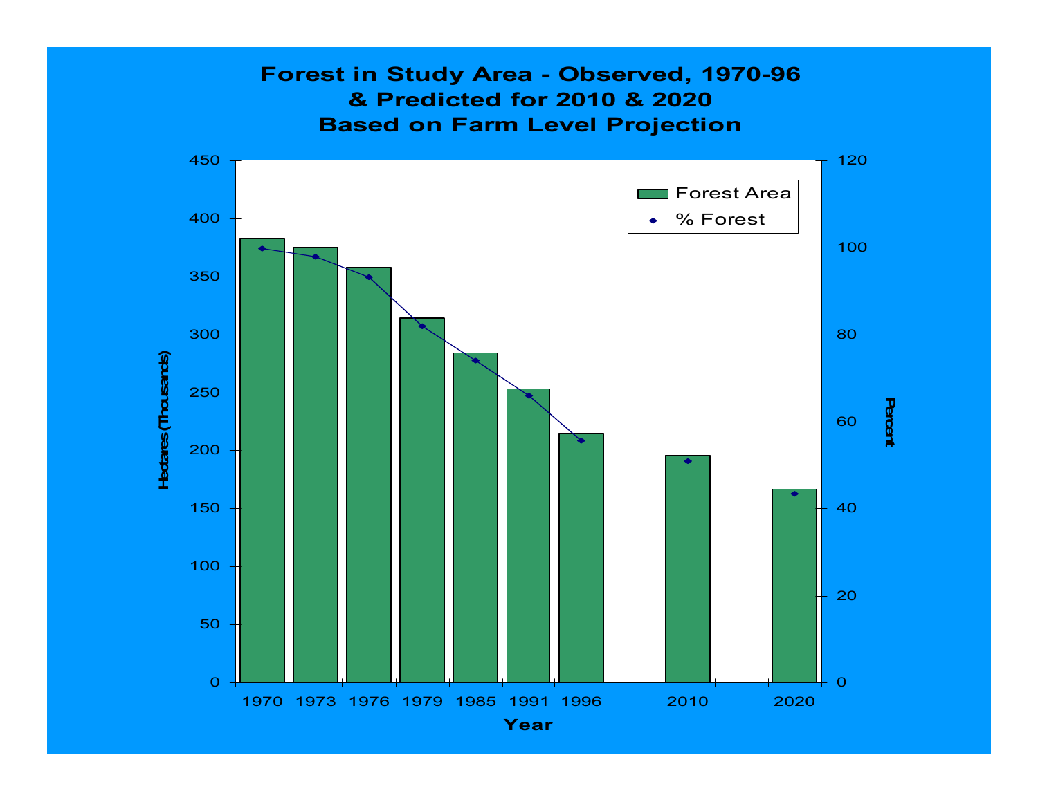# Forest in Study Area - Observed, 1970-96 & Predicted for 2010 & 2020 Based on Farm Level Projection

Forest Area

% Forest

Hectares (Thousands)

Percent

Year

1970 1973 1976 1979 1985 1991 1996 2010 2020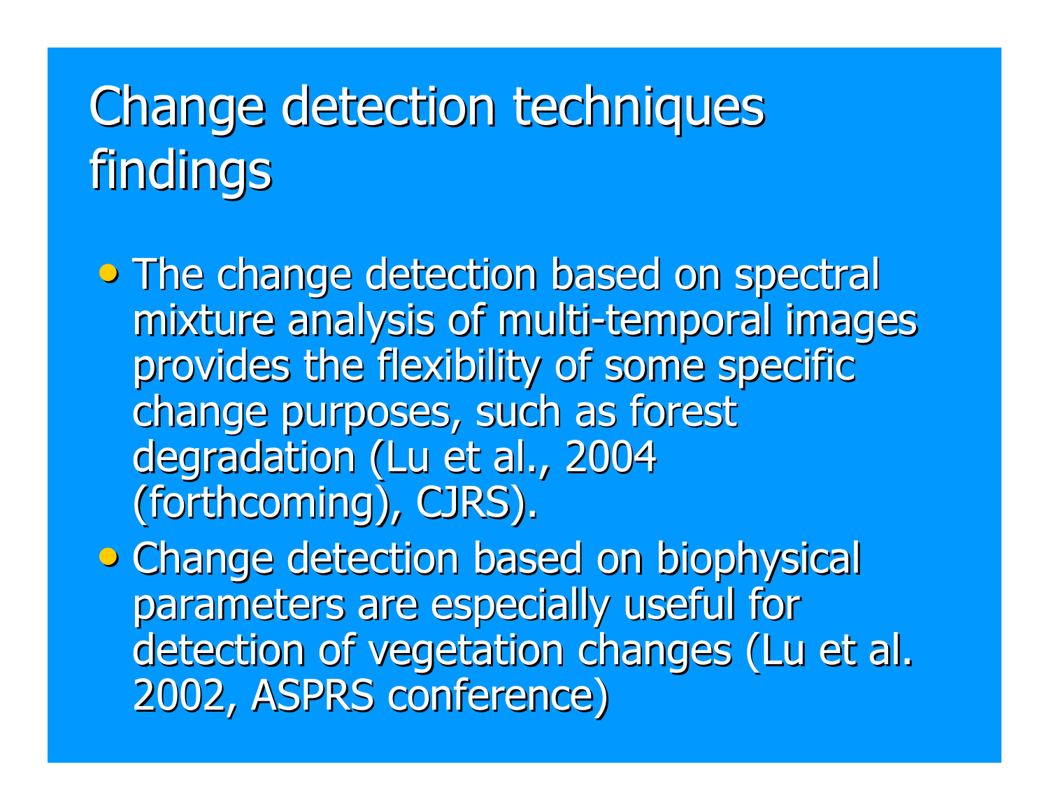# Change detection techniques findings

- The change detection based on spectral mixture analysis of multi-temporal images provides the flexibility of some specific change purposes, such as forest degradation (Lu et al., 2004 (forthcoming), CJRS).
- Change detection based on biophysical parameters are especially useful for detection of vegetation changes (Lu et al. 2002, ASPRS conference)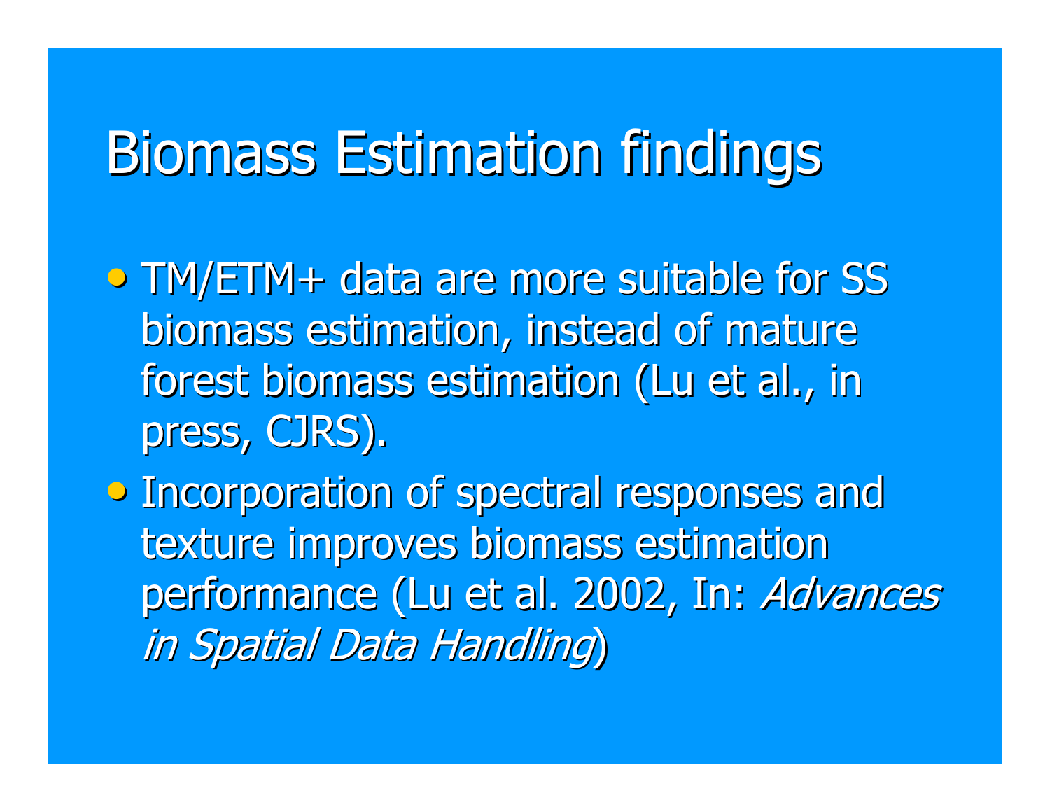# Biomass Estimation findings

- TM/ETM+ data are more suitable for SS biomass estimation, instead of mature forest biomass estimation (Lu et al., in press, CJRS).
- Incorporation of spectral responses and texture improves biomass estimation performance (Lu et al. 2002, In: *Advances in Spatial Data Handling*)